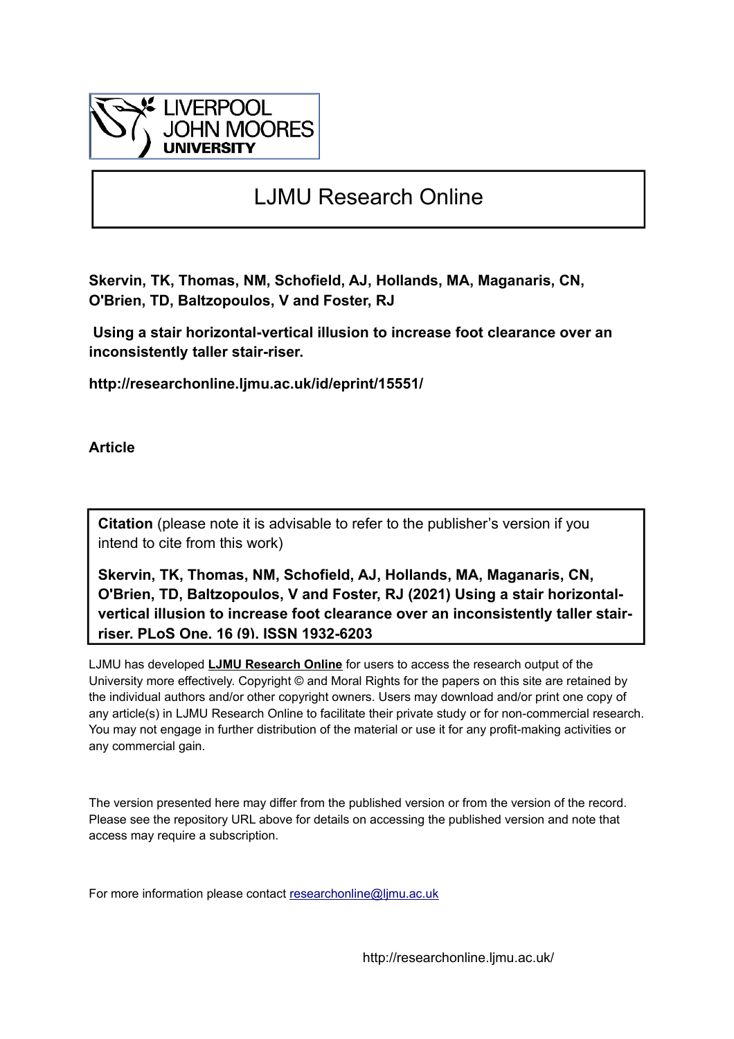LIVERPOOL JOHN MOORES UNIVERSITY

# LJMU Research Online

**Skervin, TK, Thomas, NM, Schofield, AJ, Hollands, MA, Maganaris, CN, O'Brien, TD, Baltzopoulos, V and Foster, RJ**

**Using a stair horizontal-vertical illusion to increase foot clearance over an inconsistently taller stair-riser.**

**http://researchonline.ljmu.ac.uk/id/eprint/15551/**

**Article**

**Citation** (please note it is advisable to refer to the publisher's version if you intend to cite from this work)

**Skervin, TK, Thomas, NM, Schofield, AJ, Hollands, MA, Maganaris, CN, O'Brien, TD, Baltzopoulos, V and Foster, RJ (2021) Using a stair horizontal-vertical illusion to increase foot clearance over an inconsistently taller stair-riser. PLoS One, 16 (9). ISSN 1932-6203**

LJMU has developed **LJMU Research Online** for users to access the research output of the University more effectively. Copyright © and Moral Rights for the papers on this site are retained by the individual authors and/or other copyright owners. Users may download and/or print one copy of any article(s) in LJMU Research Online to facilitate their private study or for non-commercial research. You may not engage in further distribution of the material or use it for any profit-making activities or any commercial gain.

The version presented here may differ from the published version or from the version of the record. Please see the repository URL above for details on accessing the published version and note that access may require a subscription.

For more information please contact researchonline@ljmu.ac.uk

http://researchonline.ljmu.ac.uk/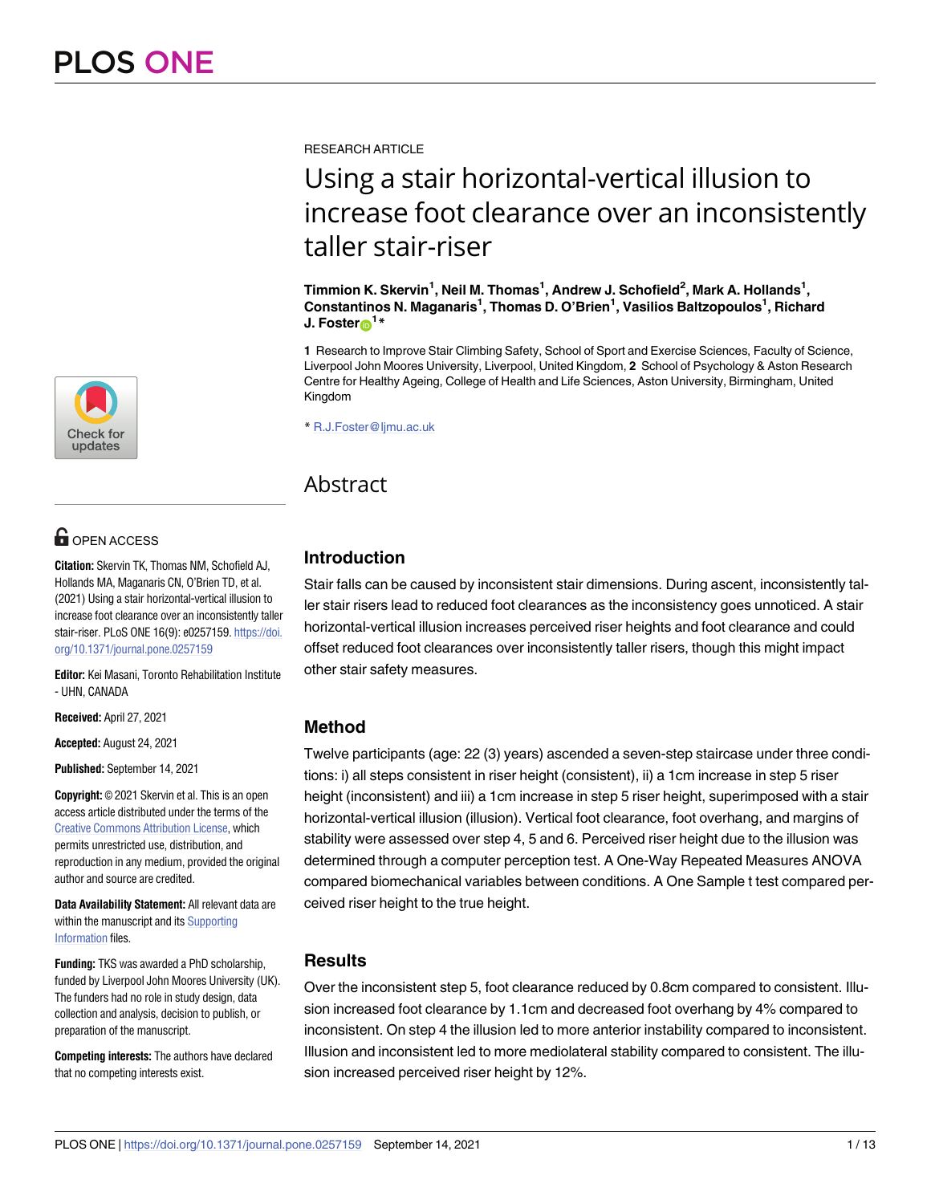RESEARCH ARTICLE

# Using a stair horizontal-vertical illusion to increase foot clearance over an inconsistently taller stair-riser

**Timmion K. Skervin[1], Neil M. Thomas[1], Andrew J. Schofield[2], Mark A. Hollands[1], Constantinos N. Maganaris[1], Thomas D. O'Brien[1], Vasilios Baltzopoulos[1], Richard J. Foster[1]***

**1** Research to Improve Stair Climbing Safety, School of Sport and Exercise Sciences, Faculty of Science, Liverpool John Moores University, Liverpool, United Kingdom, **2** School of Psychology & Aston Research Centre for Healthy Ageing, College of Health and Life Sciences, Aston University, Birmingham, United Kingdom

* R.J.Foster@ljmu.ac.uk

OPEN ACCESS

**Citation:** Skervin TK, Thomas NM, Schofield AJ, Hollands MA, Maganaris CN, O'Brien TD, et al. (2021) Using a stair horizontal-vertical illusion to increase foot clearance over an inconsistently taller stair-riser. PLoS ONE 16(9): e0257159. https://doi.org/10.1371/journal.pone.0257159

**Editor:** Kei Masani, Toronto Rehabilitation Institute - UHN, CANADA

**Received:** April 27, 2021

**Accepted:** August 24, 2021

**Published:** September 14, 2021

**Copyright:** © 2021 Skervin et al. This is an open access article distributed under the terms of the Creative Commons Attribution License, which permits unrestricted use, distribution, and reproduction in any medium, provided the original author and source are credited.

**Data Availability Statement:** All relevant data are within the manuscript and its Supporting Information files.

**Funding:** TKS was awarded a PhD scholarship, funded by Liverpool John Moores University (UK). The funders had no role in study design, data collection and analysis, decision to publish, or preparation of the manuscript.

**Competing interests:** The authors have declared that no competing interests exist.

## Abstract

### Introduction

Stair falls can be caused by inconsistent stair dimensions. During ascent, inconsistently taller stair risers lead to reduced foot clearances as the inconsistency goes unnoticed. A stair horizontal-vertical illusion increases perceived riser heights and foot clearance and could offset reduced foot clearances over inconsistently taller risers, though this might impact other stair safety measures.

### Method

Twelve participants (age: 22 (3) years) ascended a seven-step staircase under three conditions: i) all steps consistent in riser height (consistent), ii) a 1cm increase in step 5 riser height (inconsistent) and iii) a 1cm increase in step 5 riser height, superimposed with a stair horizontal-vertical illusion (illusion). Vertical foot clearance, foot overhang, and margins of stability were assessed over step 4, 5 and 6. Perceived riser height due to the illusion was determined through a computer perception test. A One-Way Repeated Measures ANOVA compared biomechanical variables between conditions. A One Sample t test compared perceived riser height to the true height.

### Results

Over the inconsistent step 5, foot clearance reduced by 0.8cm compared to consistent. Illusion increased foot clearance by 1.1cm and decreased foot overhang by 4% compared to inconsistent. On step 4 the illusion led to more anterior instability compared to inconsistent. Illusion and inconsistent led to more mediolateral stability compared to consistent. The illusion increased perceived riser height by 12%.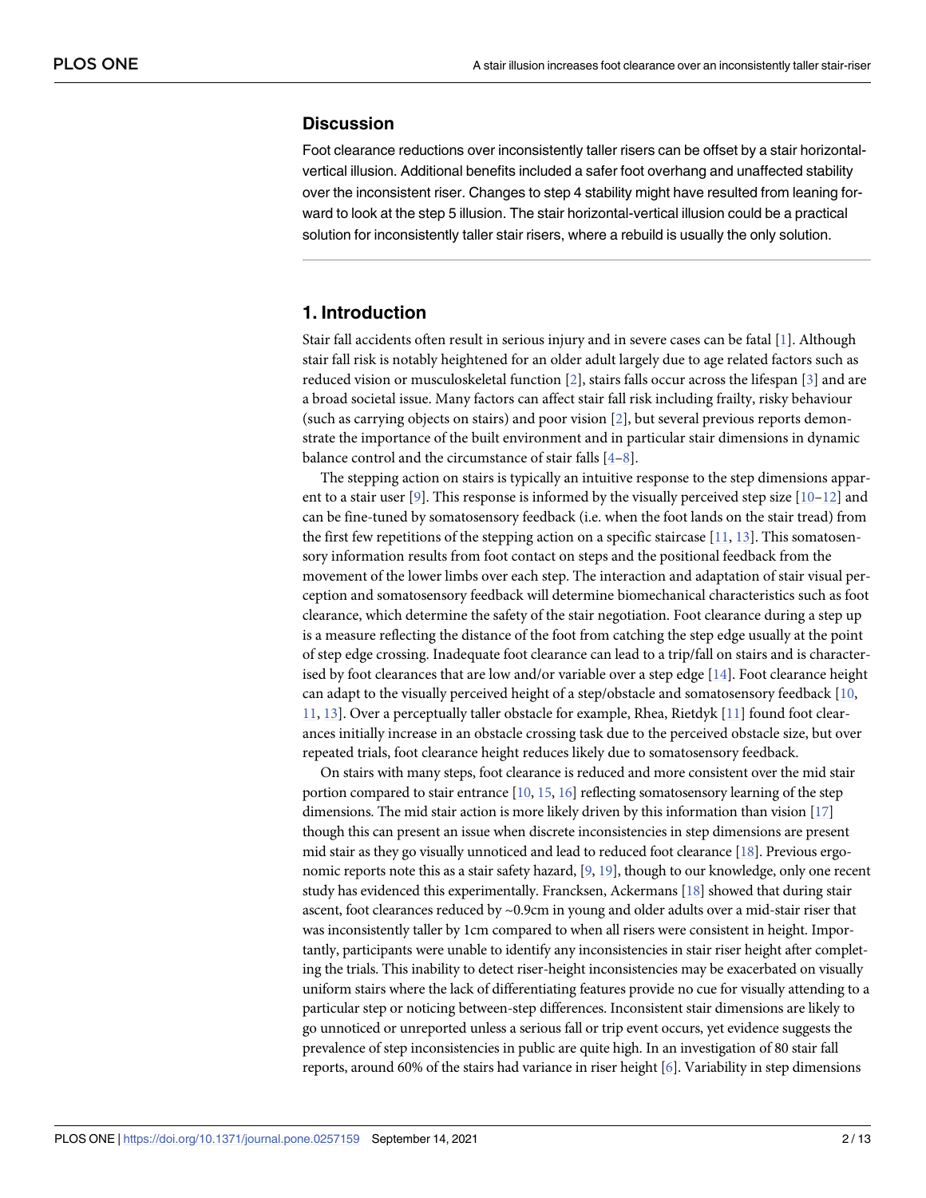## Discussion

Foot clearance reductions over inconsistently taller risers can be offset by a stair horizontal-vertical illusion. Additional benefits included a safer foot overhang and unaffected stability over the inconsistent riser. Changes to step 4 stability might have resulted from leaning forward to look at the step 5 illusion. The stair horizontal-vertical illusion could be a practical solution for inconsistently taller stair risers, where a rebuild is usually the only solution.

## 1. Introduction

Stair fall accidents often result in serious injury and in severe cases can be fatal [1]. Although stair fall risk is notably heightened for an older adult largely due to age related factors such as reduced vision or musculoskeletal function [2], stairs falls occur across the lifespan [3] and are a broad societal issue. Many factors can affect stair fall risk including frailty, risky behaviour (such as carrying objects on stairs) and poor vision [2], but several previous reports demonstrate the importance of the built environment and in particular stair dimensions in dynamic balance control and the circumstance of stair falls [4–8].

The stepping action on stairs is typically an intuitive response to the step dimensions apparent to a stair user [9]. This response is informed by the visually perceived step size [10–12] and can be fine-tuned by somatosensory feedback (i.e. when the foot lands on the stair tread) from the first few repetitions of the stepping action on a specific staircase [11, 13]. This somatosensory information results from foot contact on steps and the positional feedback from the movement of the lower limbs over each step. The interaction and adaptation of stair visual perception and somatosensory feedback will determine biomechanical characteristics such as foot clearance, which determine the safety of the stair negotiation. Foot clearance during a step up is a measure reflecting the distance of the foot from catching the step edge usually at the point of step edge crossing. Inadequate foot clearance can lead to a trip/fall on stairs and is characterised by foot clearances that are low and/or variable over a step edge [14]. Foot clearance height can adapt to the visually perceived height of a step/obstacle and somatosensory feedback [10, 11, 13]. Over a perceptually taller obstacle for example, Rhea, Rietdyk [11] found foot clearances initially increase in an obstacle crossing task due to the perceived obstacle size, but over repeated trials, foot clearance height reduces likely due to somatosensory feedback.

On stairs with many steps, foot clearance is reduced and more consistent over the mid stair portion compared to stair entrance [10, 15, 16] reflecting somatosensory learning of the step dimensions. The mid stair action is more likely driven by this information than vision [17] though this can present an issue when discrete inconsistencies in step dimensions are present mid stair as they go visually unnoticed and lead to reduced foot clearance [18]. Previous ergonomic reports note this as a stair safety hazard, [9, 19], though to our knowledge, only one recent study has evidenced this experimentally. Francksen, Ackermans [18] showed that during stair ascent, foot clearances reduced by ~0.9cm in young and older adults over a mid-stair riser that was inconsistently taller by 1cm compared to when all risers were consistent in height. Importantly, participants were unable to identify any inconsistencies in stair riser height after completing the trials. This inability to detect riser-height inconsistencies may be exacerbated on visually uniform stairs where the lack of differentiating features provide no cue for visually attending to a particular step or noticing between-step differences. Inconsistent stair dimensions are likely to go unnoticed or unreported unless a serious fall or trip event occurs, yet evidence suggests the prevalence of step inconsistencies in public are quite high. In an investigation of 80 stair fall reports, around 60% of the stairs had variance in riser height [6]. Variability in step dimensions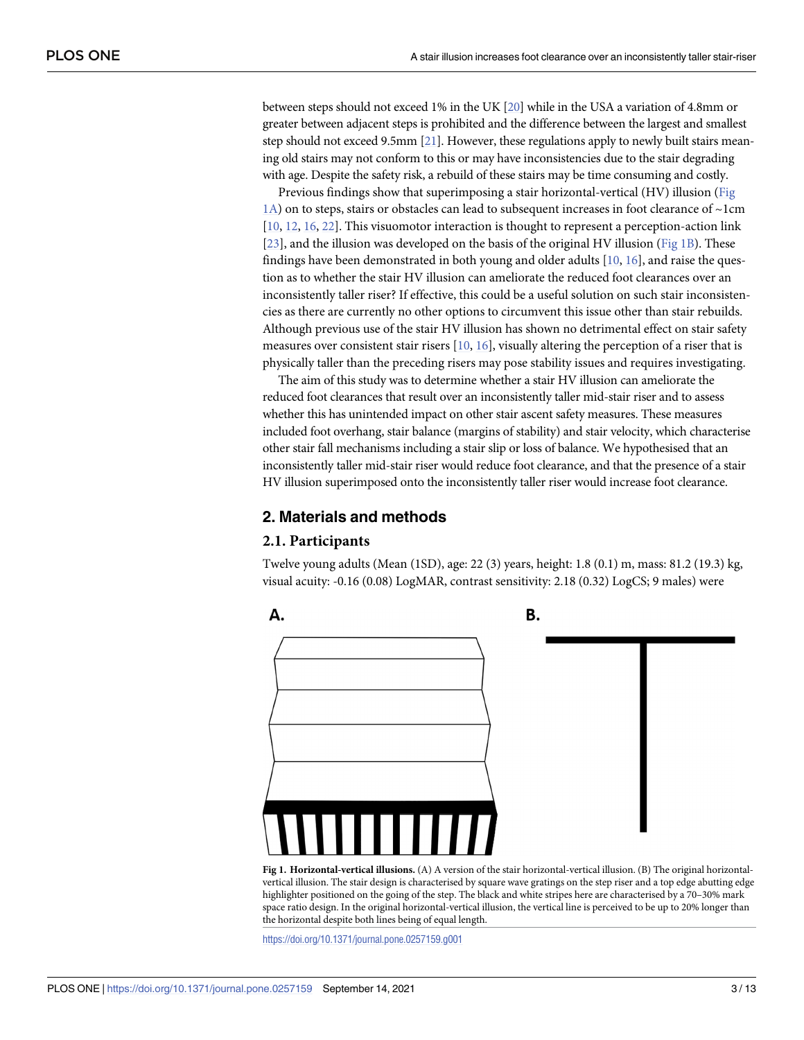between steps should not exceed 1% in the UK [20] while in the USA a variation of 4.8mm or greater between adjacent steps is prohibited and the difference between the largest and smallest step should not exceed 9.5mm [21]. However, these regulations apply to newly built stairs meaning old stairs may not conform to this or may have inconsistencies due to the stair degrading with age. Despite the safety risk, a rebuild of these stairs may be time consuming and costly.

Previous findings show that superimposing a stair horizontal-vertical (HV) illusion (Fig 1A) on to steps, stairs or obstacles can lead to subsequent increases in foot clearance of ~1cm [10, 12, 16, 22]. This visuomotor interaction is thought to represent a perception-action link [23], and the illusion was developed on the basis of the original HV illusion (Fig 1B). These findings have been demonstrated in both young and older adults [10, 16], and raise the question as to whether the stair HV illusion can ameliorate the reduced foot clearances over an inconsistently taller riser? If effective, this could be a useful solution on such stair inconsistencies as there are currently no other options to circumvent this issue other than stair rebuilds. Although previous use of the stair HV illusion has shown no detrimental effect on stair safety measures over consistent stair risers [10, 16], visually altering the perception of a riser that is physically taller than the preceding risers may pose stability issues and requires investigating.

The aim of this study was to determine whether a stair HV illusion can ameliorate the reduced foot clearances that result over an inconsistently taller mid-stair riser and to assess whether this has unintended impact on other stair ascent safety measures. These measures included foot overhang, stair balance (margins of stability) and stair velocity, which characterise other stair fall mechanisms including a stair slip or loss of balance. We hypothesised that an inconsistently taller mid-stair riser would reduce foot clearance, and that the presence of a stair HV illusion superimposed onto the inconsistently taller riser would increase foot clearance.

## 2. Materials and methods

### 2.1. Participants

Twelve young adults (Mean (1SD), age: 22 (3) years, height: 1.8 (0.1) m, mass: 81.2 (19.3) kg, visual acuity: -0.16 (0.08) LogMAR, contrast sensitivity: 2.18 (0.32) LogCS; 9 males) were

**Fig 1. Horizontal-vertical illusions.** (A) A version of the stair horizontal-vertical illusion. (B) The original horizontal-vertical illusion. The stair design is characterised by square wave gratings on the step riser and a top edge abutting edge highlighter positioned on the going of the step. The black and white stripes here are characterised by a 70–30% mark space ratio design. In the original horizontal-vertical illusion, the vertical line is perceived to be up to 20% longer than the horizontal despite both lines being of equal length.

https://doi.org/10.1371/journal.pone.0257159.g001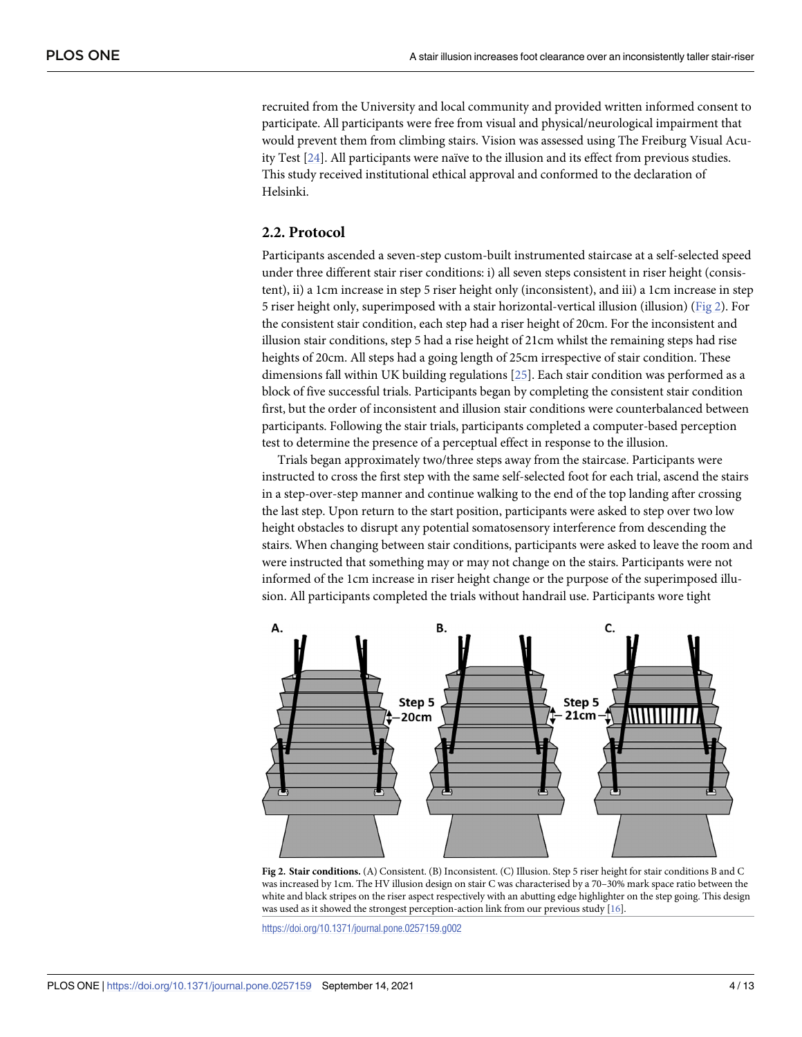recruited from the University and local community and provided written informed consent to participate. All participants were free from visual and physical/neurological impairment that would prevent them from climbing stairs. Vision was assessed using The Freiburg Visual Acuity Test [24]. All participants were naïve to the illusion and its effect from previous studies. This study received institutional ethical approval and conformed to the declaration of Helsinki.

## 2.2. Protocol

Participants ascended a seven-step custom-built instrumented staircase at a self-selected speed under three different stair riser conditions: i) all seven steps consistent in riser height (consistent), ii) a 1cm increase in step 5 riser height only (inconsistent), and iii) a 1cm increase in step 5 riser height only, superimposed with a stair horizontal-vertical illusion (illusion) (Fig 2). For the consistent stair condition, each step had a riser height of 20cm. For the inconsistent and illusion stair conditions, step 5 had a rise height of 21cm whilst the remaining steps had rise heights of 20cm. All steps had a going length of 25cm irrespective of stair condition. These dimensions fall within UK building regulations [25]. Each stair condition was performed as a block of five successful trials. Participants began by completing the consistent stair condition first, but the order of inconsistent and illusion stair conditions were counterbalanced between participants. Following the stair trials, participants completed a computer-based perception test to determine the presence of a perceptual effect in response to the illusion.

Trials began approximately two/three steps away from the staircase. Participants were instructed to cross the first step with the same self-selected foot for each trial, ascend the stairs in a step-over-step manner and continue walking to the end of the top landing after crossing the last step. Upon return to the start position, participants were asked to step over two low height obstacles to disrupt any potential somatosensory interference from descending the stairs. When changing between stair conditions, participants were asked to leave the room and were instructed that something may or may not change on the stairs. Participants were not informed of the 1cm increase in riser height change or the purpose of the superimposed illusion. All participants completed the trials without handrail use. Participants wore tight

**Fig 2. Stair conditions.** (A) Consistent. (B) Inconsistent. (C) Illusion. Step 5 riser height for stair conditions B and C was increased by 1cm. The HV illusion design on stair C was characterised by a 70–30% mark space ratio between the white and black stripes on the riser aspect respectively with an abutting edge highlighter on the step going. This design was used as it showed the strongest perception-action link from our previous study [16].

https://doi.org/10.1371/journal.pone.0257159.g002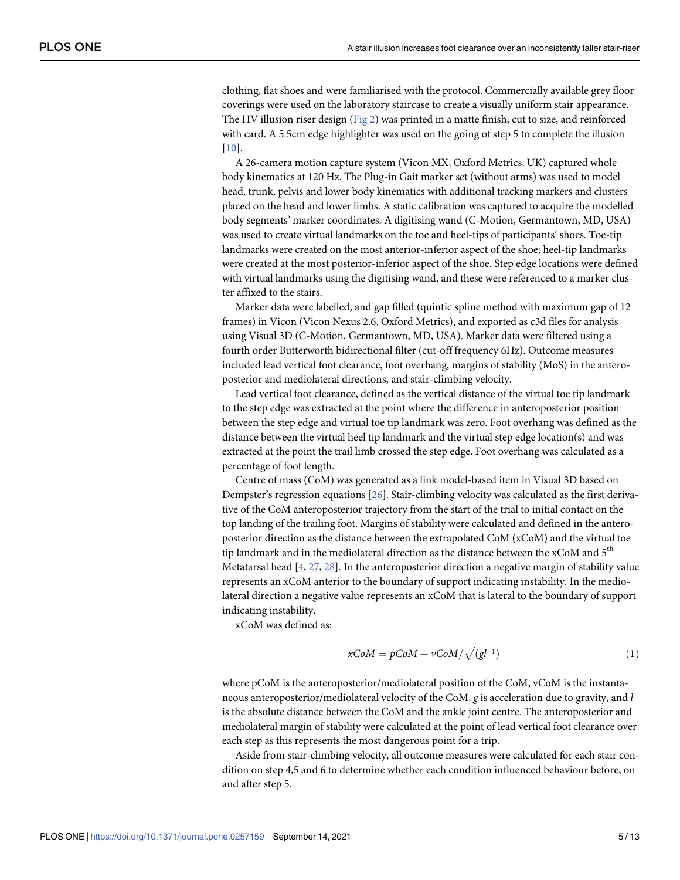clothing, flat shoes and were familiarised with the protocol. Commercially available grey floor coverings were used on the laboratory staircase to create a visually uniform stair appearance. The HV illusion riser design (Fig 2) was printed in a matte finish, cut to size, and reinforced with card. A 5.5cm edge highlighter was used on the going of step 5 to complete the illusion [10].

A 26-camera motion capture system (Vicon MX, Oxford Metrics, UK) captured whole body kinematics at 120 Hz. The Plug-in Gait marker set (without arms) was used to model head, trunk, pelvis and lower body kinematics with additional tracking markers and clusters placed on the head and lower limbs. A static calibration was captured to acquire the modelled body segments' marker coordinates. A digitising wand (C-Motion, Germantown, MD, USA) was used to create virtual landmarks on the toe and heel-tips of participants' shoes. Toe-tip landmarks were created on the most anterior-inferior aspect of the shoe; heel-tip landmarks were created at the most posterior-inferior aspect of the shoe. Step edge locations were defined with virtual landmarks using the digitising wand, and these were referenced to a marker cluster affixed to the stairs.

Marker data were labelled, and gap filled (quintic spline method with maximum gap of 12 frames) in Vicon (Vicon Nexus 2.6, Oxford Metrics), and exported as c3d files for analysis using Visual 3D (C-Motion, Germantown, MD, USA). Marker data were filtered using a fourth order Butterworth bidirectional filter (cut-off frequency 6Hz). Outcome measures included lead vertical foot clearance, foot overhang, margins of stability (MoS) in the anteroposterior and mediolateral directions, and stair-climbing velocity.

Lead vertical foot clearance, defined as the vertical distance of the virtual toe tip landmark to the step edge was extracted at the point where the difference in anteroposterior position between the step edge and virtual toe tip landmark was zero. Foot overhang was defined as the distance between the virtual heel tip landmark and the virtual step edge location(s) and was extracted at the point the trail limb crossed the step edge. Foot overhang was calculated as a percentage of foot length.

Centre of mass (CoM) was generated as a link model-based item in Visual 3D based on Dempster's regression equations [26]. Stair-climbing velocity was calculated as the first derivative of the CoM anteroposterior trajectory from the start of the trial to initial contact on the top landing of the trailing foot. Margins of stability were calculated and defined in the anteroposterior direction as the distance between the extrapolated CoM (xCoM) and the virtual toe tip landmark and in the mediolateral direction as the distance between the xCoM and 5[th] Metatarsal head [4, 27, 28]. In the anteroposterior direction a negative margin of stability value represents an xCoM anterior to the boundary of support indicating instability. In the mediolateral direction a negative value represents an xCoM that is lateral to the boundary of support indicating instability.

xCoM was defined as:

$$xCoM = pCoM + vCoM/\sqrt{(gl^{-1})} \tag{1}$$

where pCoM is the anteroposterior/mediolateral position of the CoM, vCoM is the instantaneous anteroposterior/mediolateral velocity of the CoM, $g$ is acceleration due to gravity, and $l$ is the absolute distance between the CoM and the ankle joint centre. The anteroposterior and mediolateral margin of stability were calculated at the point of lead vertical foot clearance over each step as this represents the most dangerous point for a trip.

Aside from stair-climbing velocity, all outcome measures were calculated for each stair condition on step 4,5 and 6 to determine whether each condition influenced behaviour before, on and after step 5.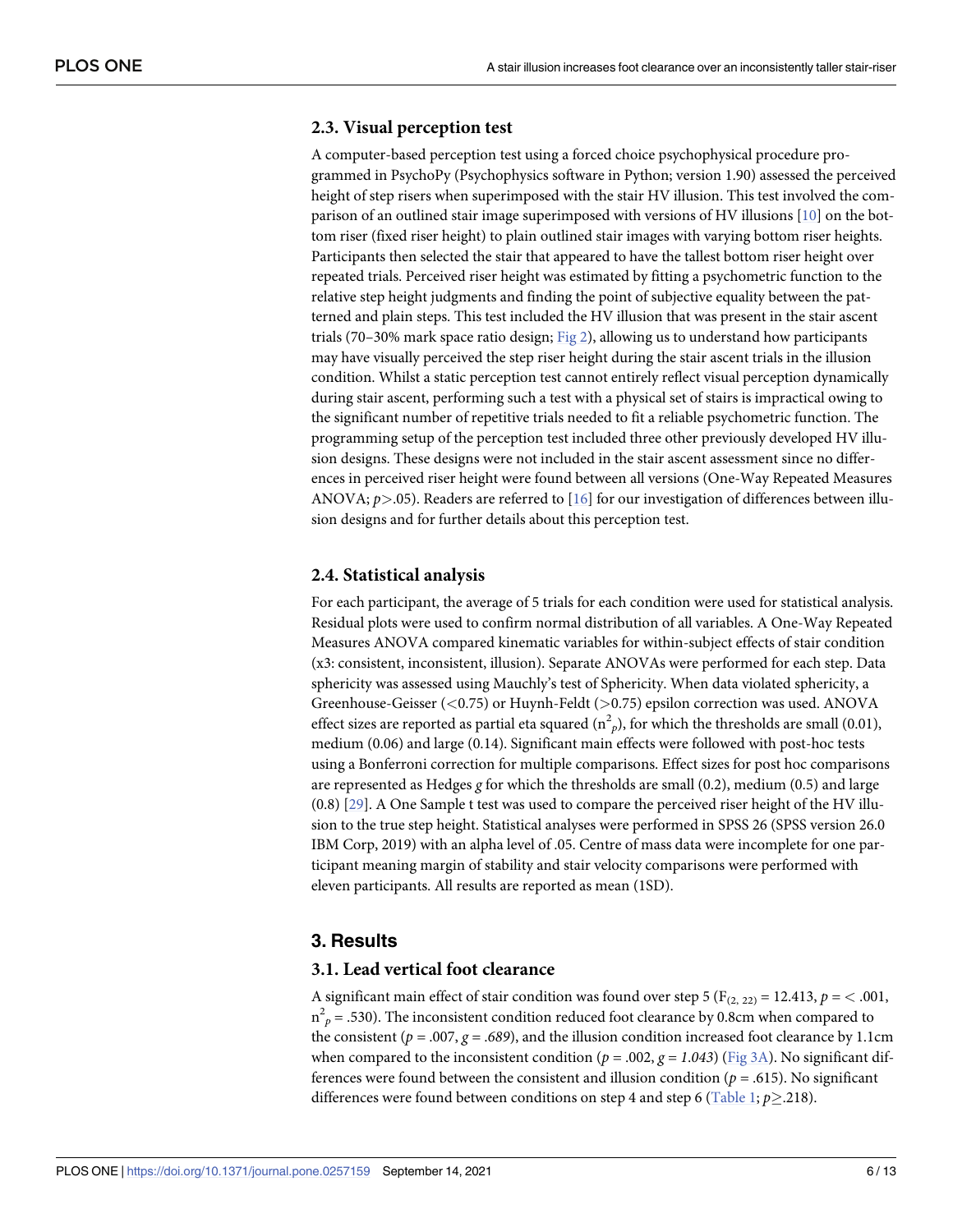### 2.3. Visual perception test

A computer-based perception test using a forced choice psychophysical procedure programmed in PsychoPy (Psychophysics software in Python; version 1.90) assessed the perceived height of step risers when superimposed with the stair HV illusion. This test involved the comparison of an outlined stair image superimposed with versions of HV illusions [10] on the bottom riser (fixed riser height) to plain outlined stair images with varying bottom riser heights. Participants then selected the stair that appeared to have the tallest bottom riser height over repeated trials. Perceived riser height was estimated by fitting a psychometric function to the relative step height judgments and finding the point of subjective equality between the patterned and plain steps. This test included the HV illusion that was present in the stair ascent trials (70–30% mark space ratio design; Fig 2), allowing us to understand how participants may have visually perceived the step riser height during the stair ascent trials in the illusion condition. Whilst a static perception test cannot entirely reflect visual perception dynamically during stair ascent, performing such a test with a physical set of stairs is impractical owing to the significant number of repetitive trials needed to fit a reliable psychometric function. The programming setup of the perception test included three other previously developed HV illusion designs. These designs were not included in the stair ascent assessment since no differences in perceived riser height were found between all versions (One-Way Repeated Measures ANOVA; $p > .05$). Readers are referred to [16] for our investigation of differences between illusion designs and for further details about this perception test.

### 2.4. Statistical analysis

For each participant, the average of 5 trials for each condition were used for statistical analysis. Residual plots were used to confirm normal distribution of all variables. A One-Way Repeated Measures ANOVA compared kinematic variables for within-subject effects of stair condition (x3: consistent, inconsistent, illusion). Separate ANOVAs were performed for each step. Data sphericity was assessed using Mauchly's test of Sphericity. When data violated sphericity, a Greenhouse-Geisser (<0.75) or Huynh-Feldt (>0.75) epsilon correction was used. ANOVA effect sizes are reported as partial eta squared ($n^2_p$), for which the thresholds are small (0.01), medium (0.06) and large (0.14). Significant main effects were followed with post-hoc tests using a Bonferroni correction for multiple comparisons. Effect sizes for post hoc comparisons are represented as Hedges *g* for which the thresholds are small (0.2), medium (0.5) and large (0.8) [29]. A One Sample t test was used to compare the perceived riser height of the HV illusion to the true step height. Statistical analyses were performed in SPSS 26 (SPSS version 26.0 IBM Corp, 2019) with an alpha level of .05. Centre of mass data were incomplete for one participant meaning margin of stability and stair velocity comparisons were performed with eleven participants. All results are reported as mean (1SD).

## 3. Results

### 3.1. Lead vertical foot clearance

A significant main effect of stair condition was found over step 5 ($F_{(2, 22)} = 12.413$, $p = < .001$, $n^2_p = .530$). The inconsistent condition reduced foot clearance by 0.8cm when compared to the consistent ($p = .007$, $g = .689$), and the illusion condition increased foot clearance by 1.1cm when compared to the inconsistent condition ($p = .002$, $g = 1.043$) (Fig 3A). No significant differences were found between the consistent and illusion condition ($p = .615$). No significant differences were found between conditions on step 4 and step 6 (Table 1; $p \geq .218$).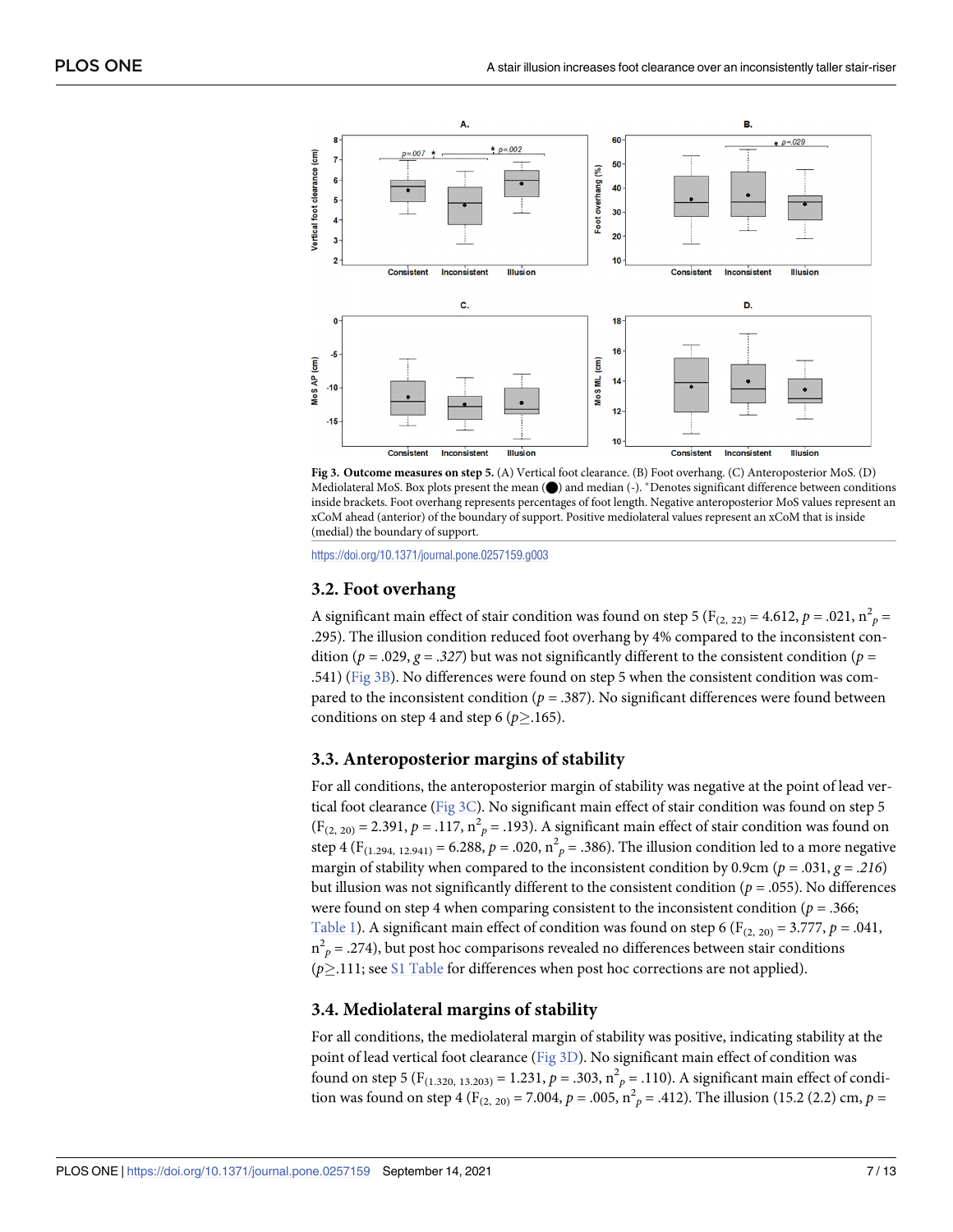**Fig 3. Outcome measures on step 5.** (A) Vertical foot clearance. (B) Foot overhang. (C) Anteroposterior MoS. (D) Mediolateral MoS. Box plots present the mean (●) and median (-). *Denotes significant difference between conditions inside brackets. Foot overhang represents percentages of foot length. Negative anteroposterior MoS values represent an xCoM ahead (anterior) of the boundary of support. Positive mediolateral values represent an xCoM that is inside (medial) the boundary of support.

https://doi.org/10.1371/journal.pone.0257159.g003

### 3.2. Foot overhang

A significant main effect of stair condition was found on step 5 ($F_{(2, 22)} = 4.612$, $p = .021$, $n^2_p = .295$). The illusion condition reduced foot overhang by 4% compared to the inconsistent condition ($p = .029$, $g = .327$) but was not significantly different to the consistent condition ($p = .541$) (Fig 3B). No differences were found on step 5 when the consistent condition was compared to the inconsistent condition ($p = .387$). No significant differences were found between conditions on step 4 and step 6 ($p \geq .165$).

### 3.3. Anteroposterior margins of stability

For all conditions, the anteroposterior margin of stability was negative at the point of lead vertical foot clearance (Fig 3C). No significant main effect of stair condition was found on step 5 ($F_{(2, 20)} = 2.391$, $p = .117$, $n^2_p = .193$). A significant main effect of stair condition was found on step 4 ($F_{(1.294, 12.941)} = 6.288$, $p = .020$, $n^2_p = .386$). The illusion condition led to a more negative margin of stability when compared to the inconsistent condition by 0.9cm ($p = .031$, $g = .216$) but illusion was not significantly different to the consistent condition ($p = .055$). No differences were found on step 4 when comparing consistent to the inconsistent condition ($p = .366$; Table 1). A significant main effect of condition was found on step 6 ($F_{(2, 20)} = 3.777$, $p = .041$, $n^2_p = .274$), but post hoc comparisons revealed no differences between stair conditions ($p \geq .111$; see S1 Table for differences when post hoc corrections are not applied).

### 3.4. Mediolateral margins of stability

For all conditions, the mediolateral margin of stability was positive, indicating stability at the point of lead vertical foot clearance (Fig 3D). No significant main effect of condition was found on step 5 ($F_{(1.320, 13.203)} = 1.231$, $p = .303$, $n^2_p = .110$). A significant main effect of condition was found on step 4 ($F_{(2, 20)} = 7.004$, $p = .005$, $n^2_p = .412$). The illusion (15.2 (2.2) cm, $p =$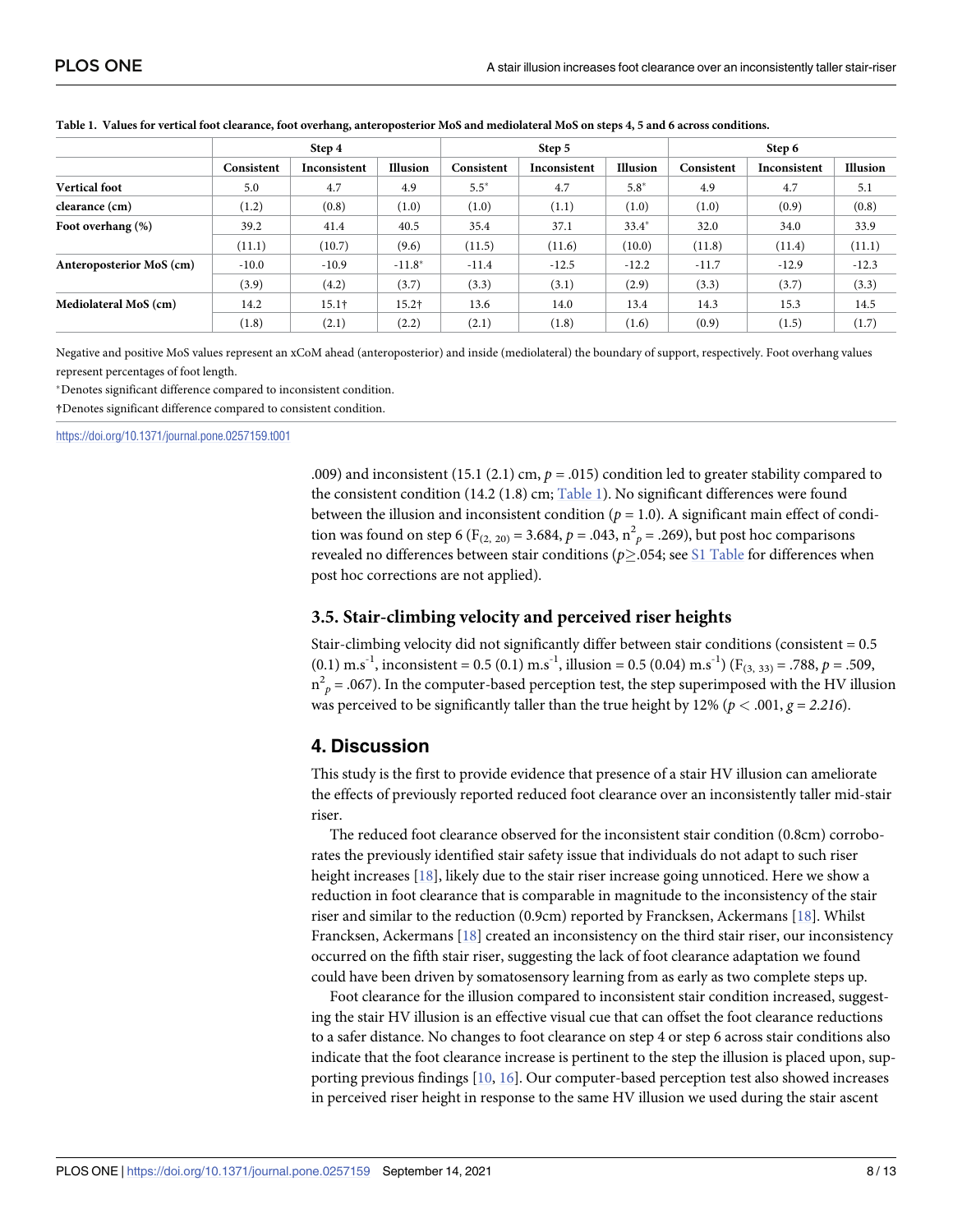**Table 1. Values for vertical foot clearance, foot overhang, anteroposterior MoS and mediolateral MoS on steps 4, 5 and 6 across conditions.**

| | Step 4 | | | Step 5 | | | Step 6 | | |
|---|---|---|---|---|---|---|---|---|---|
| | Consistent | Inconsistent | Illusion | Consistent | Inconsistent | Illusion | Consistent | Inconsistent | Illusion |
| **Vertical foot** | 5.0 | 4.7 | 4.9 | 5.5* | 4.7 | 5.8* | 4.9 | 4.7 | 5.1 |
| **clearance (cm)** | (1.2) | (0.8) | (1.0) | (1.0) | (1.1) | (1.0) | (1.0) | (0.9) | (0.8) |
| **Foot overhang (%)** | 39.2 | 41.4 | 40.5 | 35.4 | 37.1 | 33.4* | 32.0 | 34.0 | 33.9 |
| | (11.1) | (10.7) | (9.6) | (11.5) | (11.6) | (10.0) | (11.8) | (11.4) | (11.1) |
| **Anteroposterior MoS (cm)** | -10.0 | -10.9 | -11.8* | -11.4 | -12.5 | -12.2 | -11.7 | -12.9 | -12.3 |
| | (3.9) | (4.2) | (3.7) | (3.3) | (3.1) | (2.9) | (3.3) | (3.7) | (3.3) |
| **Mediolateral MoS (cm)** | 14.2 | 15.1† | 15.2† | 13.6 | 14.0 | 13.4 | 14.3 | 15.3 | 14.5 |
| | (1.8) | (2.1) | (2.2) | (2.1) | (1.8) | (1.6) | (0.9) | (1.5) | (1.7) |

Negative and positive MoS values represent an xCoM ahead (anteroposterior) and inside (mediolateral) the boundary of support, respectively. Foot overhang values represent percentages of foot length.

*Denotes significant difference compared to inconsistent condition.

†Denotes significant difference compared to consistent condition.

https://doi.org/10.1371/journal.pone.0257159.t001

.009) and inconsistent (15.1 (2.1) cm, $p$ = .015) condition led to greater stability compared to the consistent condition (14.2 (1.8) cm; Table 1). No significant differences were found between the illusion and inconsistent condition ($p$ = 1.0). A significant main effect of condition was found on step 6 ($F_{(2, 20)}$ = 3.684, $p$ = .043, $n^2_p$ = .269), but post hoc comparisons revealed no differences between stair conditions ($p \geq .054$; see S1 Table for differences when post hoc corrections are not applied).

### 3.5. Stair-climbing velocity and perceived riser heights

Stair-climbing velocity did not significantly differ between stair conditions (consistent = 0.5 (0.1) $m.s^{-1}$, inconsistent = 0.5 (0.1) $m.s^{-1}$, illusion = 0.5 (0.04) $m.s^{-1}$) ($F_{(3, 33)}$ = .788, $p$ = .509, $n^2_p$ = .067). In the computer-based perception test, the step superimposed with the HV illusion was perceived to be significantly taller than the true height by 12% ($p < .001$, $g$ = *2.216*).

## 4. Discussion

This study is the first to provide evidence that presence of a stair HV illusion can ameliorate the effects of previously reported reduced foot clearance over an inconsistently taller mid-stair riser.

The reduced foot clearance observed for the inconsistent stair condition (0.8cm) corroborates the previously identified stair safety issue that individuals do not adapt to such riser height increases [18], likely due to the stair riser increase going unnoticed. Here we show a reduction in foot clearance that is comparable in magnitude to the inconsistency of the stair riser and similar to the reduction (0.9cm) reported by Francksen, Ackermans [18]. Whilst Francksen, Ackermans [18] created an inconsistency on the third stair riser, our inconsistency occurred on the fifth stair riser, suggesting the lack of foot clearance adaptation we found could have been driven by somatosensory learning from as early as two complete steps up.

Foot clearance for the illusion compared to inconsistent stair condition increased, suggesting the stair HV illusion is an effective visual cue that can offset the foot clearance reductions to a safer distance. No changes to foot clearance on step 4 or step 6 across stair conditions also indicate that the foot clearance increase is pertinent to the step the illusion is placed upon, supporting previous findings [10, 16]. Our computer-based perception test also showed increases in perceived riser height in response to the same HV illusion we used during the stair ascent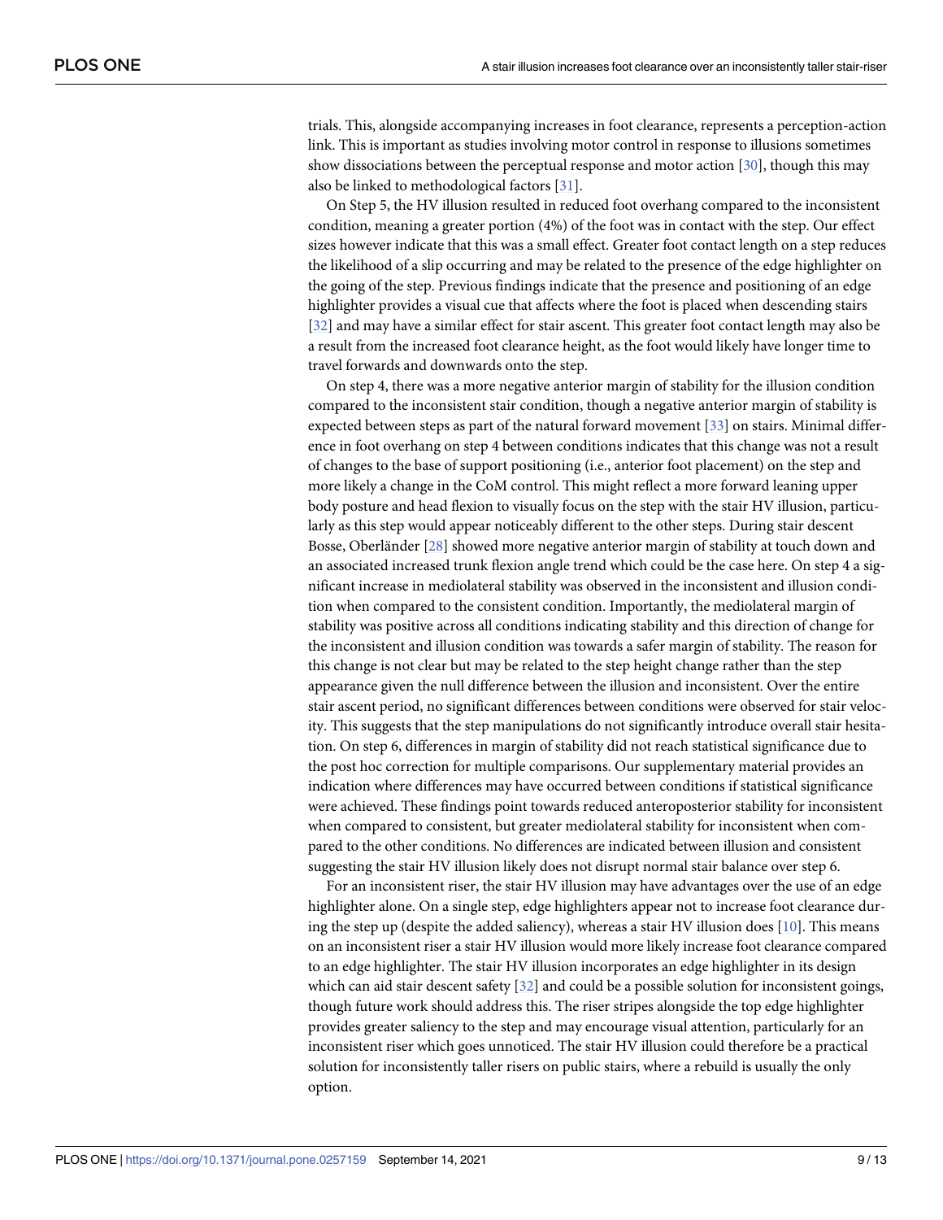trials. This, alongside accompanying increases in foot clearance, represents a perception-action link. This is important as studies involving motor control in response to illusions sometimes show dissociations between the perceptual response and motor action [30], though this may also be linked to methodological factors [31].

On Step 5, the HV illusion resulted in reduced foot overhang compared to the inconsistent condition, meaning a greater portion (4%) of the foot was in contact with the step. Our effect sizes however indicate that this was a small effect. Greater foot contact length on a step reduces the likelihood of a slip occurring and may be related to the presence of the edge highlighter on the going of the step. Previous findings indicate that the presence and positioning of an edge highlighter provides a visual cue that affects where the foot is placed when descending stairs [32] and may have a similar effect for stair ascent. This greater foot contact length may also be a result from the increased foot clearance height, as the foot would likely have longer time to travel forwards and downwards onto the step.

On step 4, there was a more negative anterior margin of stability for the illusion condition compared to the inconsistent stair condition, though a negative anterior margin of stability is expected between steps as part of the natural forward movement [33] on stairs. Minimal difference in foot overhang on step 4 between conditions indicates that this change was not a result of changes to the base of support positioning (i.e., anterior foot placement) on the step and more likely a change in the CoM control. This might reflect a more forward leaning upper body posture and head flexion to visually focus on the step with the stair HV illusion, particularly as this step would appear noticeably different to the other steps. During stair descent Bosse, Oberländer [28] showed more negative anterior margin of stability at touch down and an associated increased trunk flexion angle trend which could be the case here. On step 4 a significant increase in mediolateral stability was observed in the inconsistent and illusion condition when compared to the consistent condition. Importantly, the mediolateral margin of stability was positive across all conditions indicating stability and this direction of change for the inconsistent and illusion condition was towards a safer margin of stability. The reason for this change is not clear but may be related to the step height change rather than the step appearance given the null difference between the illusion and inconsistent. Over the entire stair ascent period, no significant differences between conditions were observed for stair velocity. This suggests that the step manipulations do not significantly introduce overall stair hesitation. On step 6, differences in margin of stability did not reach statistical significance due to the post hoc correction for multiple comparisons. Our supplementary material provides an indication where differences may have occurred between conditions if statistical significance were achieved. These findings point towards reduced anteroposterior stability for inconsistent when compared to consistent, but greater mediolateral stability for inconsistent when compared to the other conditions. No differences are indicated between illusion and consistent suggesting the stair HV illusion likely does not disrupt normal stair balance over step 6.

For an inconsistent riser, the stair HV illusion may have advantages over the use of an edge highlighter alone. On a single step, edge highlighters appear not to increase foot clearance during the step up (despite the added saliency), whereas a stair HV illusion does [10]. This means on an inconsistent riser a stair HV illusion would more likely increase foot clearance compared to an edge highlighter. The stair HV illusion incorporates an edge highlighter in its design which can aid stair descent safety [32] and could be a possible solution for inconsistent goings, though future work should address this. The riser stripes alongside the top edge highlighter provides greater saliency to the step and may encourage visual attention, particularly for an inconsistent riser which goes unnoticed. The stair HV illusion could therefore be a practical solution for inconsistently taller risers on public stairs, where a rebuild is usually the only option.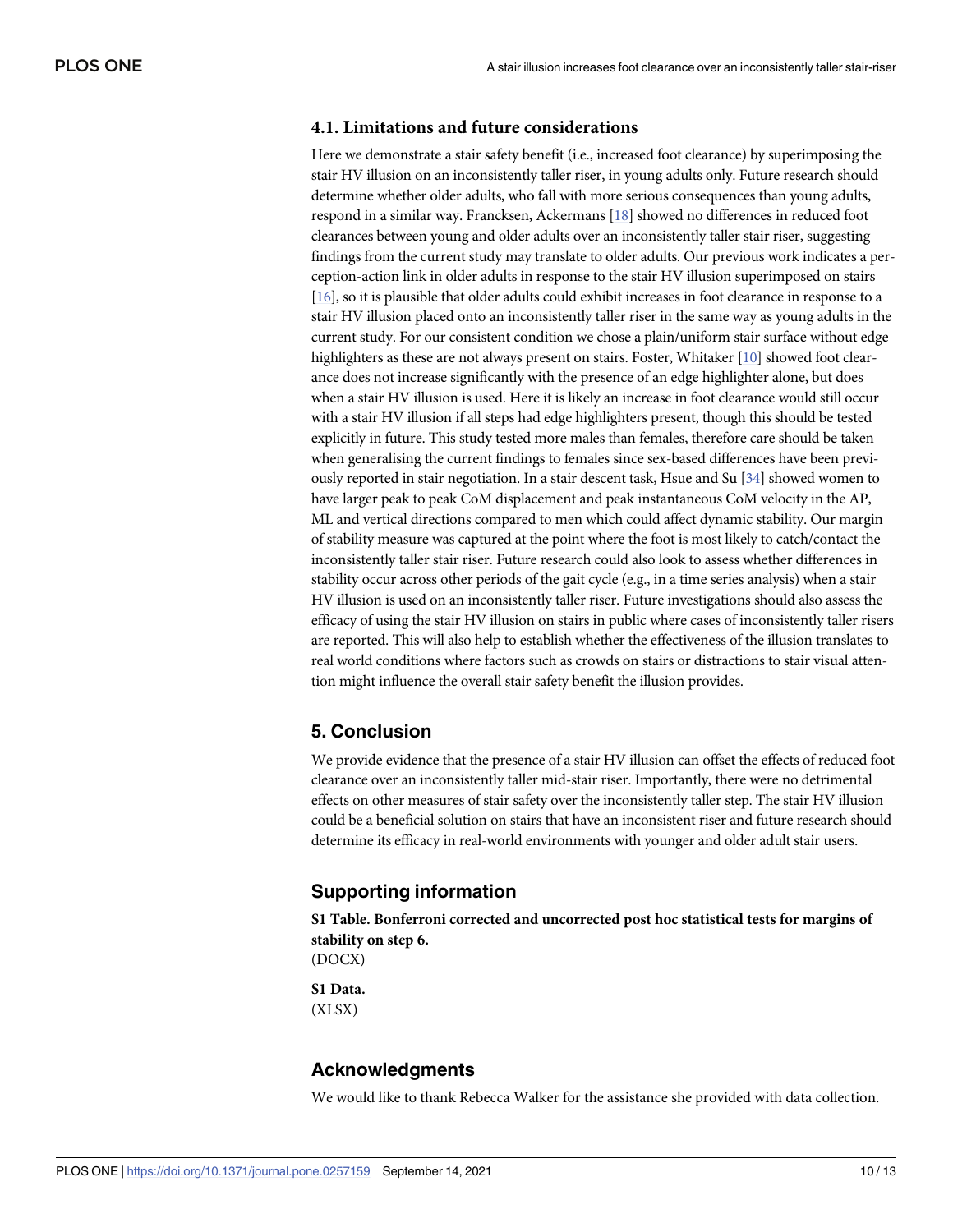### 4.1. Limitations and future considerations

Here we demonstrate a stair safety benefit (i.e., increased foot clearance) by superimposing the stair HV illusion on an inconsistently taller riser, in young adults only. Future research should determine whether older adults, who fall with more serious consequences than young adults, respond in a similar way. Francksen, Ackermans [18] showed no differences in reduced foot clearances between young and older adults over an inconsistently taller stair riser, suggesting findings from the current study may translate to older adults. Our previous work indicates a perception-action link in older adults in response to the stair HV illusion superimposed on stairs [16], so it is plausible that older adults could exhibit increases in foot clearance in response to a stair HV illusion placed onto an inconsistently taller riser in the same way as young adults in the current study. For our consistent condition we chose a plain/uniform stair surface without edge highlighters as these are not always present on stairs. Foster, Whitaker [10] showed foot clearance does not increase significantly with the presence of an edge highlighter alone, but does when a stair HV illusion is used. Here it is likely an increase in foot clearance would still occur with a stair HV illusion if all steps had edge highlighters present, though this should be tested explicitly in future. This study tested more males than females, therefore care should be taken when generalising the current findings to females since sex-based differences have been previously reported in stair negotiation. In a stair descent task, Hsue and Su [34] showed women to have larger peak to peak CoM displacement and peak instantaneous CoM velocity in the AP, ML and vertical directions compared to men which could affect dynamic stability. Our margin of stability measure was captured at the point where the foot is most likely to catch/contact the inconsistently taller stair riser. Future research could also look to assess whether differences in stability occur across other periods of the gait cycle (e.g., in a time series analysis) when a stair HV illusion is used on an inconsistently taller riser. Future investigations should also assess the efficacy of using the stair HV illusion on stairs in public where cases of inconsistently taller risers are reported. This will also help to establish whether the effectiveness of the illusion translates to real world conditions where factors such as crowds on stairs or distractions to stair visual attention might influence the overall stair safety benefit the illusion provides.

## 5. Conclusion

We provide evidence that the presence of a stair HV illusion can offset the effects of reduced foot clearance over an inconsistently taller mid-stair riser. Importantly, there were no detrimental effects on other measures of stair safety over the inconsistently taller step. The stair HV illusion could be a beneficial solution on stairs that have an inconsistent riser and future research should determine its efficacy in real-world environments with younger and older adult stair users.

## Supporting information

**S1 Table. Bonferroni corrected and uncorrected post hoc statistical tests for margins of stability on step 6.**
(DOCX)

**S1 Data.**
(XLSX)

## Acknowledgments

We would like to thank Rebecca Walker for the assistance she provided with data collection.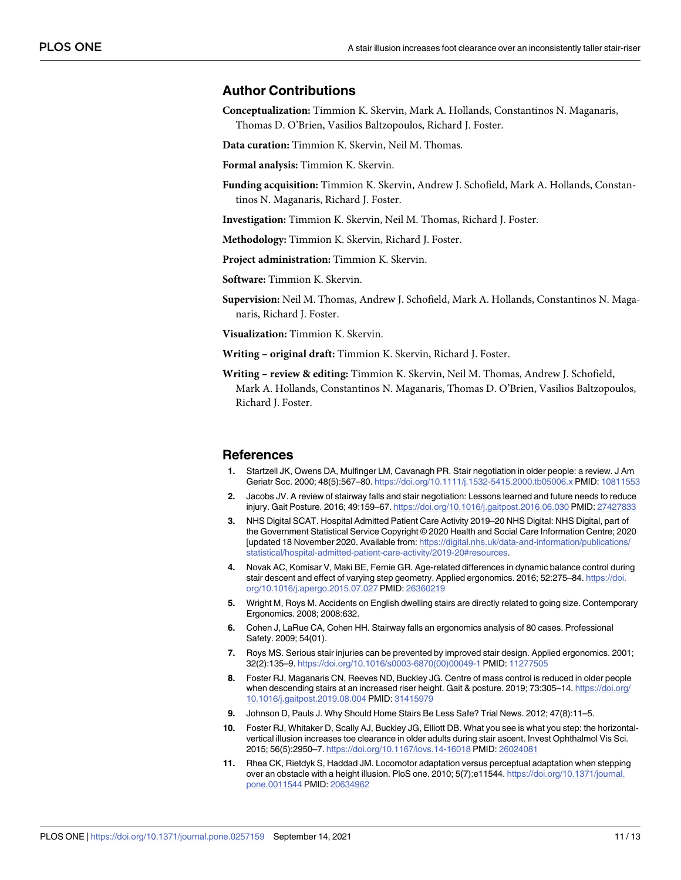## Author Contributions

**Conceptualization:** Timmion K. Skervin, Mark A. Hollands, Constantinos N. Maganaris, Thomas D. O'Brien, Vasilios Baltzopoulos, Richard J. Foster.

**Data curation:** Timmion K. Skervin, Neil M. Thomas.

**Formal analysis:** Timmion K. Skervin.

**Funding acquisition:** Timmion K. Skervin, Andrew J. Schofield, Mark A. Hollands, Constantinos N. Maganaris, Richard J. Foster.

**Investigation:** Timmion K. Skervin, Neil M. Thomas, Richard J. Foster.

**Methodology:** Timmion K. Skervin, Richard J. Foster.

**Project administration:** Timmion K. Skervin.

**Software:** Timmion K. Skervin.

**Supervision:** Neil M. Thomas, Andrew J. Schofield, Mark A. Hollands, Constantinos N. Maganaris, Richard J. Foster.

**Visualization:** Timmion K. Skervin.

**Writing – original draft:** Timmion K. Skervin, Richard J. Foster.

**Writing – review & editing:** Timmion K. Skervin, Neil M. Thomas, Andrew J. Schofield, Mark A. Hollands, Constantinos N. Maganaris, Thomas D. O'Brien, Vasilios Baltzopoulos, Richard J. Foster.

## References

1. Startzell JK, Owens DA, Mulfinger LM, Cavanagh PR. Stair negotiation in older people: a review. J Am Geriatr Soc. 2000; 48(5):567–80. https://doi.org/10.1111/j.1532-5415.2000.tb05006.x PMID: 10811553
2. Jacobs JV. A review of stairway falls and stair negotiation: Lessons learned and future needs to reduce injury. Gait Posture. 2016; 49:159–67. https://doi.org/10.1016/j.gaitpost.2016.06.030 PMID: 27427833
3. NHS Digital SCAT. Hospital Admitted Patient Care Activity 2019–20 NHS Digital: NHS Digital, part of the Government Statistical Service Copyright © 2020 Health and Social Care Information Centre; 2020 [updated 18 November 2020. Available from: https://digital.nhs.uk/data-and-information/publications/statistical/hospital-admitted-patient-care-activity/2019-20#resources.
4. Novak AC, Komisar V, Maki BE, Fernie GR. Age-related differences in dynamic balance control during stair descent and effect of varying step geometry. Applied ergonomics. 2016; 52:275–84. https://doi.org/10.1016/j.apergo.2015.07.027 PMID: 26360219
5. Wright M, Roys M. Accidents on English dwelling stairs are directly related to going size. Contemporary Ergonomics. 2008; 2008:632.
6. Cohen J, LaRue CA, Cohen HH. Stairway falls an ergonomics analysis of 80 cases. Professional Safety. 2009; 54(01).
7. Roys MS. Serious stair injuries can be prevented by improved stair design. Applied ergonomics. 2001; 32(2):135–9. https://doi.org/10.1016/s0003-6870(00)00049-1 PMID: 11277505
8. Foster RJ, Maganaris CN, Reeves ND, Buckley JG. Centre of mass control is reduced in older people when descending stairs at an increased riser height. Gait & posture. 2019; 73:305–14. https://doi.org/10.1016/j.gaitpost.2019.08.004 PMID: 31415979
9. Johnson D, Pauls J. Why Should Home Stairs Be Less Safe? Trial News. 2012; 47(8):11–5.
10. Foster RJ, Whitaker D, Scally AJ, Buckley JG, Elliott DB. What you see is what you step: the horizontal-vertical illusion increases toe clearance in older adults during stair ascent. Invest Ophthalmol Vis Sci. 2015; 56(5):2950–7. https://doi.org/10.1167/iovs.14-16018 PMID: 26024081
11. Rhea CK, Rietdyk S, Haddad JM. Locomotor adaptation versus perceptual adaptation when stepping over an obstacle with a height illusion. PloS one. 2010; 5(7):e11544. https://doi.org/10.1371/journal.pone.0011544 PMID: 20634962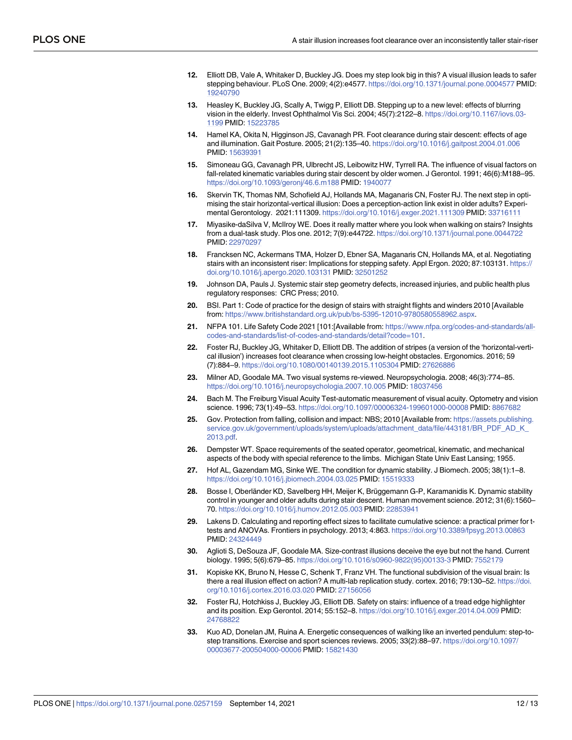12. Elliott DB, Vale A, Whitaker D, Buckley JG. Does my step look big in this? A visual illusion leads to safer stepping behaviour. PLoS One. 2009; 4(2):e4577. https://doi.org/10.1371/journal.pone.0004577 PMID: 19240790

13. Heasley K, Buckley JG, Scally A, Twigg P, Elliott DB. Stepping up to a new level: effects of blurring vision in the elderly. Invest Ophthalmol Vis Sci. 2004; 45(7):2122–8. https://doi.org/10.1167/iovs.03-1199 PMID: 15223785

14. Hamel KA, Okita N, Higginson JS, Cavanagh PR. Foot clearance during stair descent: effects of age and illumination. Gait Posture. 2005; 21(2):135–40. https://doi.org/10.1016/j.gaitpost.2004.01.006 PMID: 15639391

15. Simoneau GG, Cavanagh PR, Ulbrecht JS, Leibowitz HW, Tyrrell RA. The influence of visual factors on fall-related kinematic variables during stair descent by older women. J Gerontol. 1991; 46(6):M188–95. https://doi.org/10.1093/geronj/46.6.m188 PMID: 1940077

16. Skervin TK, Thomas NM, Schofield AJ, Hollands MA, Maganaris CN, Foster RJ. The next step in optimising the stair horizontal-vertical illusion: Does a perception-action link exist in older adults? Experimental Gerontology. 2021:111309. https://doi.org/10.1016/j.exger.2021.111309 PMID: 33716111

17. Miyasike-daSilva V, McIlroy WE. Does it really matter where you look when walking on stairs? Insights from a dual-task study. Plos one. 2012; 7(9):e44722. https://doi.org/10.1371/journal.pone.0044722 PMID: 22970297

18. Francksen NC, Ackermans TMA, Holzer D, Ebner SA, Maganaris CN, Hollands MA, et al. Negotiating stairs with an inconsistent riser: Implications for stepping safety. Appl Ergon. 2020; 87:103131. https://doi.org/10.1016/j.apergo.2020.103131 PMID: 32501252

19. Johnson DA, Pauls J. Systemic stair step geometry defects, increased injuries, and public health plus regulatory responses: CRC Press; 2010.

20. BSI. Part 1: Code of practice for the design of stairs with straight flights and winders 2010 [Available from: https://www.britishstandard.org.uk/pub/bs-5395-12010-9780580558962.aspx.

21. NFPA 101. Life Safety Code 2021 [101:[Available from: https://www.nfpa.org/codes-and-standards/all-codes-and-standards/list-of-codes-and-standards/detail?code=101.

22. Foster RJ, Buckley JG, Whitaker D, Elliott DB. The addition of stripes (a version of the 'horizontal-vertical illusion') increases foot clearance when crossing low-height obstacles. Ergonomics. 2016; 59 (7):884–9. https://doi.org/10.1080/00140139.2015.1105304 PMID: 27626886

23. Milner AD, Goodale MA. Two visual systems re-viewed. Neuropsychologia. 2008; 46(3):774–85. https://doi.org/10.1016/j.neuropsychologia.2007.10.005 PMID: 18037456

24. Bach M. The Freiburg Visual Acuity Test-automatic measurement of visual acuity. Optometry and vision science. 1996; 73(1):49–53. https://doi.org/10.1097/00006324-199601000-00008 PMID: 8867682

25. Gov. Protection from falling, collision and impact: NBS; 2010 [Available from: https://assets.publishing.service.gov.uk/government/uploads/system/uploads/attachment_data/file/443181/BR_PDF_AD_K_2013.pdf.

26. Dempster WT. Space requirements of the seated operator, geometrical, kinematic, and mechanical aspects of the body with special reference to the limbs. Michigan State Univ East Lansing; 1955.

27. Hof AL, Gazendam MG, Sinke WE. The condition for dynamic stability. J Biomech. 2005; 38(1):1–8. https://doi.org/10.1016/j.jbiomech.2004.03.025 PMID: 15519333

28. Bosse I, Oberländer KD, Savelberg HH, Meijer K, Brüggemann G-P, Karamanidis K. Dynamic stability control in younger and older adults during stair descent. Human movement science. 2012; 31(6):1560–70. https://doi.org/10.1016/j.humov.2012.05.003 PMID: 22853941

29. Lakens D. Calculating and reporting effect sizes to facilitate cumulative science: a practical primer for t-tests and ANOVAs. Frontiers in psychology. 2013; 4:863. https://doi.org/10.3389/fpsyg.2013.00863 PMID: 24324449

30. Aglioti S, DeSouza JF, Goodale MA. Size-contrast illusions deceive the eye but not the hand. Current biology. 1995; 5(6):679–85. https://doi.org/10.1016/s0960-9822(95)00133-3 PMID: 7552179

31. Kopiske KK, Bruno N, Hesse C, Schenk T, Franz VH. The functional subdivision of the visual brain: Is there a real illusion effect on action? A multi-lab replication study. cortex. 2016; 79:130–52. https://doi.org/10.1016/j.cortex.2016.03.020 PMID: 27156056

32. Foster RJ, Hotchkiss J, Buckley JG, Elliott DB. Safety on stairs: influence of a tread edge highlighter and its position. Exp Gerontol. 2014; 55:152–8. https://doi.org/10.1016/j.exger.2014.04.009 PMID: 24768822

33. Kuo AD, Donelan JM, Ruina A. Energetic consequences of walking like an inverted pendulum: step-to-step transitions. Exercise and sport sciences reviews. 2005; 33(2):88–97. https://doi.org/10.1097/00003677-200504000-00006 PMID: 15821430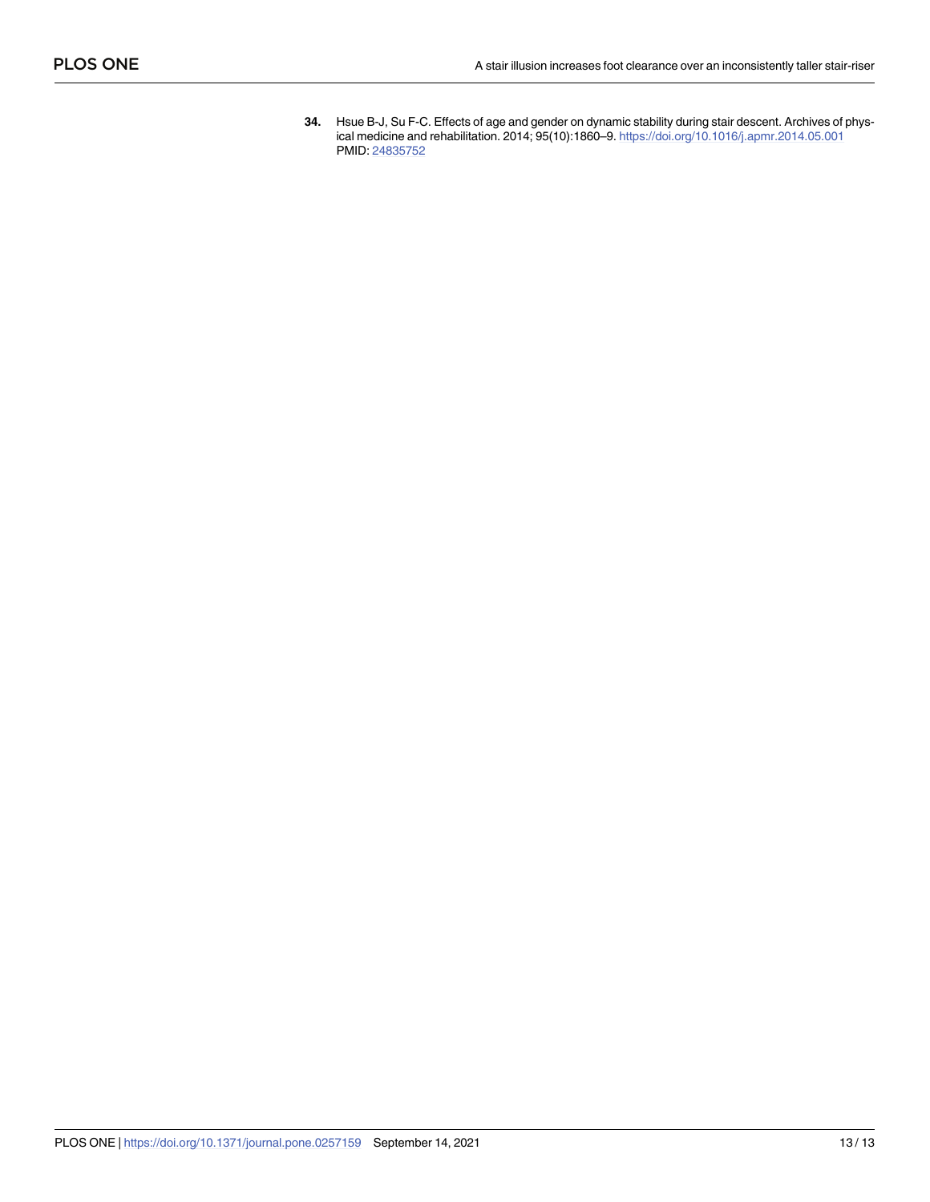34. Hsue B-J, Su F-C. Effects of age and gender on dynamic stability during stair descent. Archives of physical medicine and rehabilitation. 2014; 95(10):1860–9. https://doi.org/10.1016/j.apmr.2014.05.001 PMID: 24835752